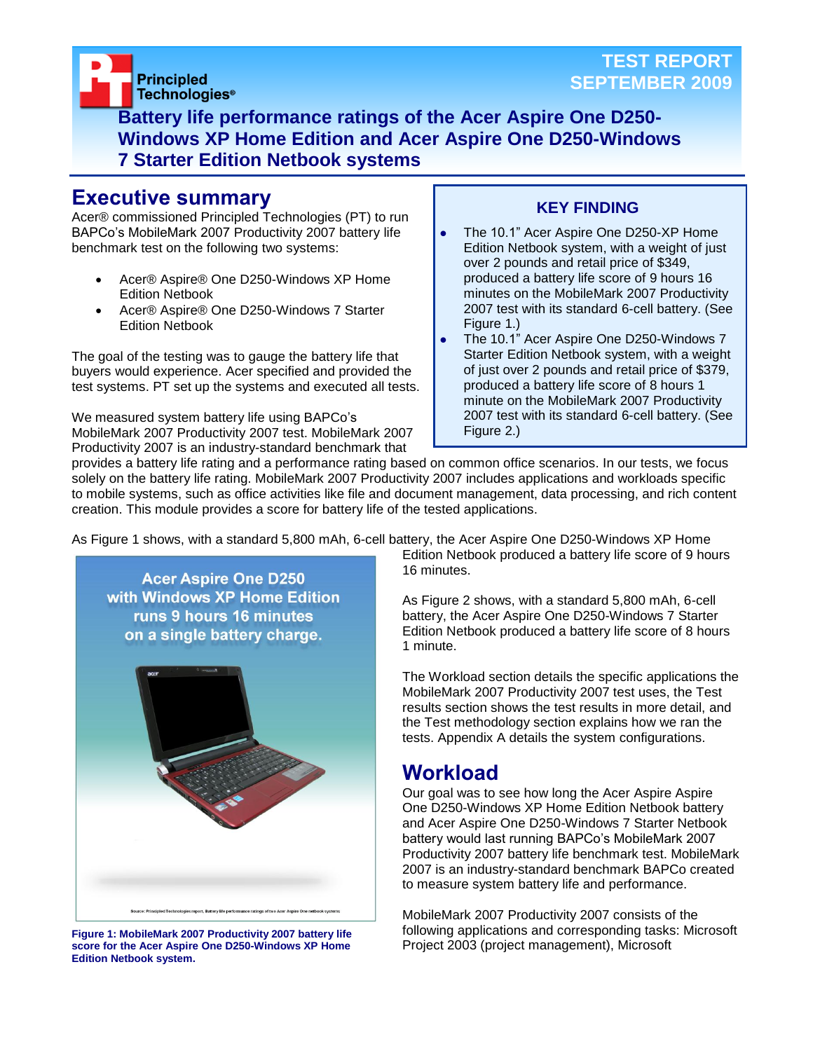Principled Technologies®

TEST REPORT
SEPTEMBER 2009

# Battery life performance ratings of the Acer Aspire One D250-Windows XP Home Edition and Acer Aspire One D250-Windows 7 Starter Edition Netbook systems

## Executive summary

Acer® commissioned Principled Technologies (PT) to run BAPCo's MobileMark 2007 Productivity 2007 battery life benchmark test on the following two systems:

- Acer® Aspire® One D250-Windows XP Home Edition Netbook
- Acer® Aspire® One D250-Windows 7 Starter Edition Netbook

The goal of the testing was to gauge the battery life that buyers would experience. Acer specified and provided the test systems. PT set up the systems and executed all tests.

### KEY FINDING

- The 10.1" Acer Aspire One D250-XP Home Edition Netbook system, with a weight of just over 2 pounds and retail price of $349, produced a battery life score of 9 hours 16 minutes on the MobileMark 2007 Productivity 2007 test with its standard 6-cell battery. (See Figure 1.)
- The 10.1" Acer Aspire One D250-Windows 7 Starter Edition Netbook system, with a weight of just over 2 pounds and retail price of $379, produced a battery life score of 8 hours 1 minute on the MobileMark 2007 Productivity 2007 test with its standard 6-cell battery. (See Figure 2.)

We measured system battery life using BAPCo's MobileMark 2007 Productivity 2007 test. MobileMark 2007 Productivity 2007 is an industry-standard benchmark that provides a battery life rating and a performance rating based on common office scenarios. In our tests, we focus solely on the battery life rating. MobileMark 2007 Productivity 2007 includes applications and workloads specific to mobile systems, such as office activities like file and document management, data processing, and rich content creation. This module provides a score for battery life of the tested applications.

As Figure 1 shows, with a standard 5,800 mAh, 6-cell battery, the Acer Aspire One D250-Windows XP Home Edition Netbook produced a battery life score of 9 hours 16 minutes.

Acer Aspire One D250 with Windows XP Home Edition runs 9 hours 16 minutes on a single battery charge.

Source: Principled Technologies report, Battery life performance ratings of two Acer Aspire One netbook systems

**Figure 1: MobileMark 2007 Productivity 2007 battery life score for the Acer Aspire One D250-Windows XP Home Edition Netbook system.**

As Figure 2 shows, with a standard 5,800 mAh, 6-cell battery, the Acer Aspire One D250-Windows 7 Starter Edition Netbook produced a battery life score of 8 hours 1 minute.

The Workload section details the specific applications the MobileMark 2007 Productivity 2007 test uses, the Test results section shows the test results in more detail, and the Test methodology section explains how we ran the tests. Appendix A details the system configurations.

## Workload

Our goal was to see how long the Acer Aspire Aspire One D250-Windows XP Home Edition Netbook battery and Acer Aspire One D250-Windows 7 Starter Netbook battery would last running BAPCo's MobileMark 2007 Productivity 2007 battery life benchmark test. MobileMark 2007 is an industry-standard benchmark BAPCo created to measure system battery life and performance.

MobileMark 2007 Productivity 2007 consists of the following applications and corresponding tasks: Microsoft Project 2003 (project management), Microsoft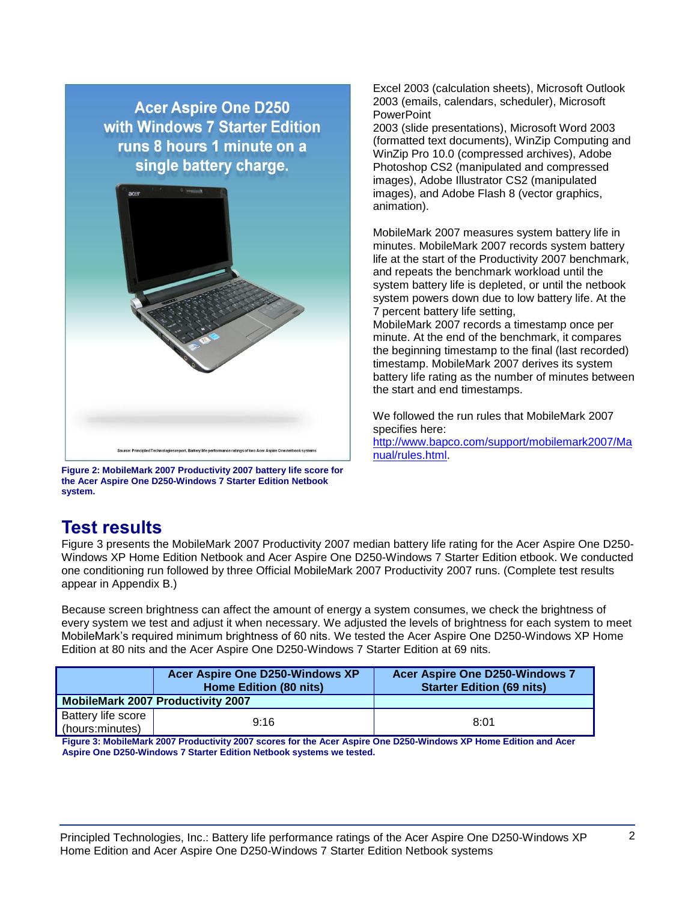Excel 2003 (calculation sheets), Microsoft Outlook 2003 (emails, calendars, scheduler), Microsoft PowerPoint 2003 (slide presentations), Microsoft Word 2003 (formatted text documents), WinZip Computing and WinZip Pro 10.0 (compressed archives), Adobe Photoshop CS2 (manipulated and compressed images), Adobe Illustrator CS2 (manipulated images), and Adobe Flash 8 (vector graphics, animation).

MobileMark 2007 measures system battery life in minutes. MobileMark 2007 records system battery life at the start of the Productivity 2007 benchmark, and repeats the benchmark workload until the system battery life is depleted, or until the netbook system powers down due to low battery life. At the 7 percent battery life setting, MobileMark 2007 records a timestamp once per minute. At the end of the benchmark, it compares the beginning timestamp to the final (last recorded) timestamp. MobileMark 2007 derives its system battery life rating as the number of minutes between the start and end timestamps.

We followed the run rules that MobileMark 2007 specifies here: http://www.bapco.com/support/mobilemark2007/Manual/rules.html.

Acer Aspire One D250 with Windows 7 Starter Edition runs 8 hours 1 minute on a single battery charge.

Source: Principled Technologies report, Battery life performance ratings of two Acer Aspire One netbook systems

**Figure 2: MobileMark 2007 Productivity 2007 battery life score for the Acer Aspire One D250-Windows 7 Starter Edition Netbook system.**

## Test results

Figure 3 presents the MobileMark 2007 Productivity 2007 median battery life rating for the Acer Aspire One D250-Windows XP Home Edition Netbook and Acer Aspire One D250-Windows 7 Starter Edition etbook. We conducted one conditioning run followed by three Official MobileMark 2007 Productivity 2007 runs. (Complete test results appear in Appendix B.)

Because screen brightness can affect the amount of energy a system consumes, we check the brightness of every system we test and adjust it when necessary. We adjusted the levels of brightness for each system to meet MobileMark's required minimum brightness of 60 nits. We tested the Acer Aspire One D250-Windows XP Home Edition at 80 nits and the Acer Aspire One D250-Windows 7 Starter Edition at 69 nits.

| | Acer Aspire One D250-Windows XP Home Edition (80 nits) | Acer Aspire One D250-Windows 7 Starter Edition (69 nits) |
|---|---|---|
| **MobileMark 2007 Productivity 2007** | | |
| Battery life score (hours:minutes) | 9:16 | 8:01 |

**Figure 3: MobileMark 2007 Productivity 2007 scores for the Acer Aspire One D250-Windows XP Home Edition and Acer Aspire One D250-Windows 7 Starter Edition Netbook systems we tested.**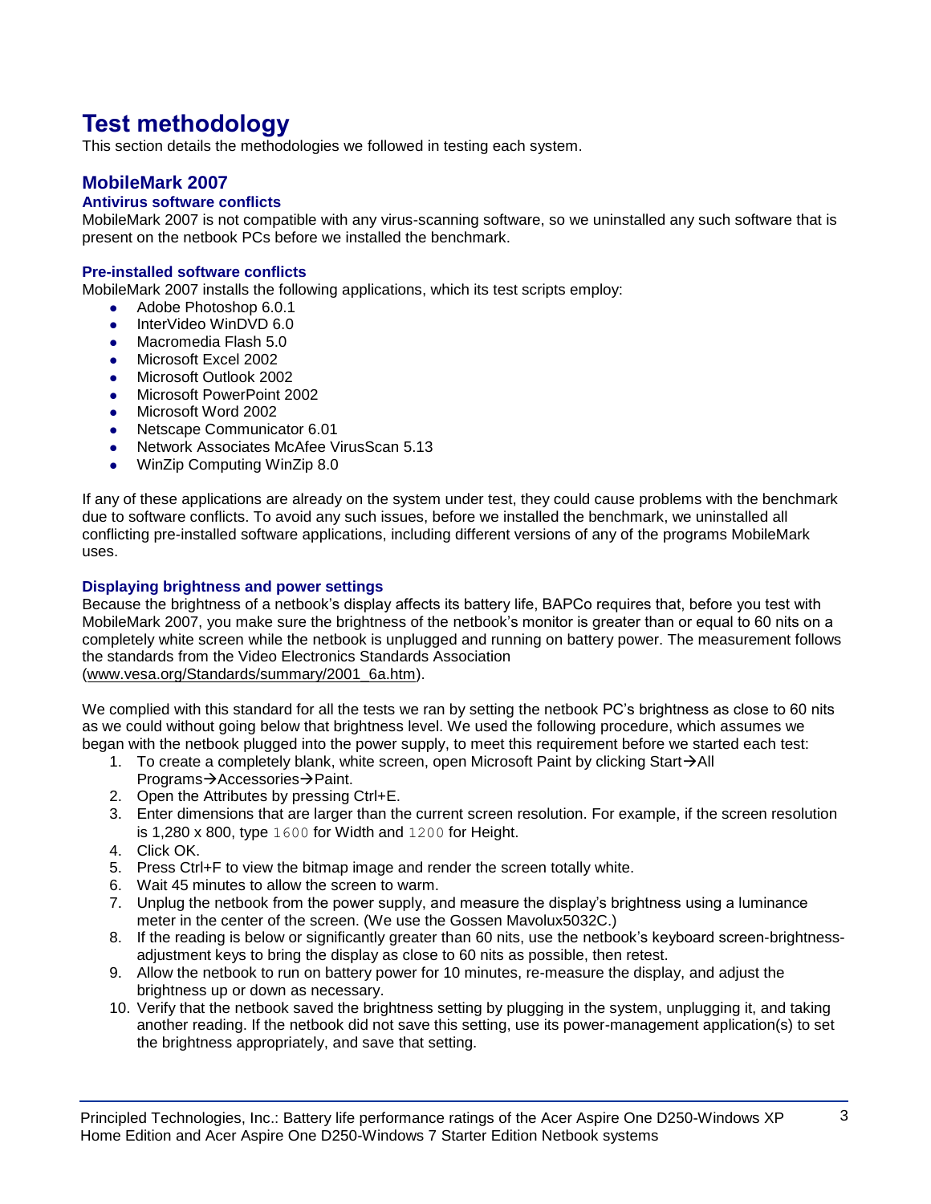# Test methodology

This section details the methodologies we followed in testing each system.

## MobileMark 2007

### Antivirus software conflicts

MobileMark 2007 is not compatible with any virus-scanning software, so we uninstalled any such software that is present on the netbook PCs before we installed the benchmark.

### Pre-installed software conflicts

MobileMark 2007 installs the following applications, which its test scripts employ:

- Adobe Photoshop 6.0.1
- InterVideo WinDVD 6.0
- Macromedia Flash 5.0
- Microsoft Excel 2002
- Microsoft Outlook 2002
- Microsoft PowerPoint 2002
- Microsoft Word 2002
- Netscape Communicator 6.01
- Network Associates McAfee VirusScan 5.13
- WinZip Computing WinZip 8.0

If any of these applications are already on the system under test, they could cause problems with the benchmark due to software conflicts. To avoid any such issues, before we installed the benchmark, we uninstalled all conflicting pre-installed software applications, including different versions of any of the programs MobileMark uses.

### Displaying brightness and power settings

Because the brightness of a netbook's display affects its battery life, BAPCo requires that, before you test with MobileMark 2007, you make sure the brightness of the netbook's monitor is greater than or equal to 60 nits on a completely white screen while the netbook is unplugged and running on battery power. The measurement follows the standards from the Video Electronics Standards Association (www.vesa.org/Standards/summary/2001_6a.htm).

We complied with this standard for all the tests we ran by setting the netbook PC's brightness as close to 60 nits as we could without going below that brightness level. We used the following procedure, which assumes we began with the netbook plugged into the power supply, to meet this requirement before we started each test:

1. To create a completely blank, white screen, open Microsoft Paint by clicking Start→All Programs→Accessories→Paint.
2. Open the Attributes by pressing Ctrl+E.
3. Enter dimensions that are larger than the current screen resolution. For example, if the screen resolution is 1,280 x 800, type `1600` for Width and `1200` for Height.
4. Click OK.
5. Press Ctrl+F to view the bitmap image and render the screen totally white.
6. Wait 45 minutes to allow the screen to warm.
7. Unplug the netbook from the power supply, and measure the display's brightness using a luminance meter in the center of the screen. (We use the Gossen Mavolux5032C.)
8. If the reading is below or significantly greater than 60 nits, use the netbook's keyboard screen-brightness-adjustment keys to bring the display as close to 60 nits as possible, then retest.
9. Allow the netbook to run on battery power for 10 minutes, re-measure the display, and adjust the brightness up or down as necessary.
10. Verify that the netbook saved the brightness setting by plugging in the system, unplugging it, and taking another reading. If the netbook did not save this setting, use its power-management application(s) to set the brightness appropriately, and save that setting.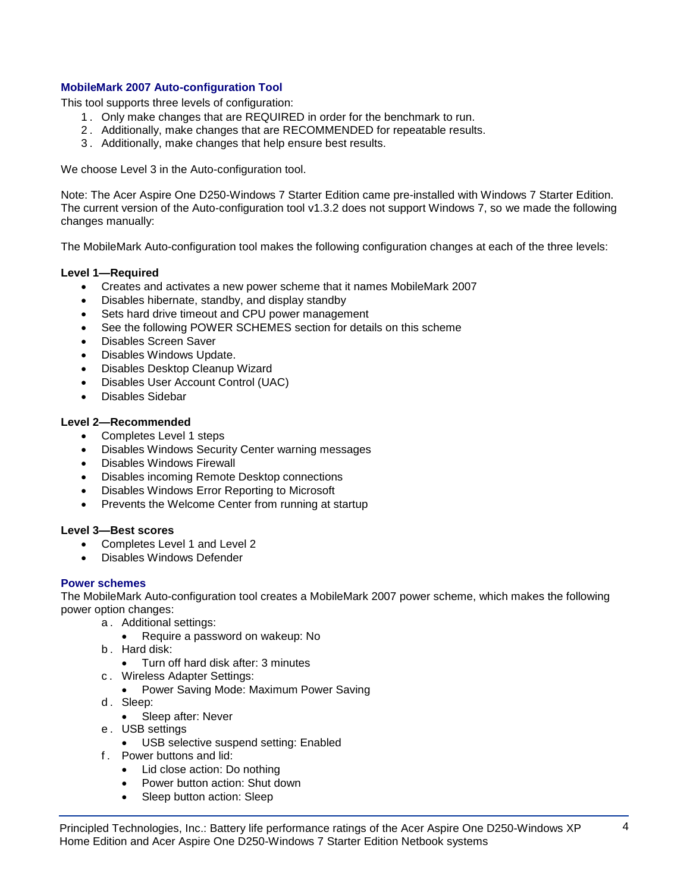## MobileMark 2007 Auto-configuration Tool

This tool supports three levels of configuration:

1. Only make changes that are REQUIRED in order for the benchmark to run.
2. Additionally, make changes that are RECOMMENDED for repeatable results.
3. Additionally, make changes that help ensure best results.

We choose Level 3 in the Auto-configuration tool.

Note: The Acer Aspire One D250-Windows 7 Starter Edition came pre-installed with Windows 7 Starter Edition. The current version of the Auto-configuration tool v1.3.2 does not support Windows 7, so we made the following changes manually:

The MobileMark Auto-configuration tool makes the following configuration changes at each of the three levels:

**Level 1—Required**

- Creates and activates a new power scheme that it names MobileMark 2007
- Disables hibernate, standby, and display standby
- Sets hard drive timeout and CPU power management
- See the following POWER SCHEMES section for details on this scheme
- Disables Screen Saver
- Disables Windows Update.
- Disables Desktop Cleanup Wizard
- Disables User Account Control (UAC)
- Disables Sidebar

**Level 2—Recommended**

- Completes Level 1 steps
- Disables Windows Security Center warning messages
- Disables Windows Firewall
- Disables incoming Remote Desktop connections
- Disables Windows Error Reporting to Microsoft
- Prevents the Welcome Center from running at startup

**Level 3—Best scores**

- Completes Level 1 and Level 2
- Disables Windows Defender

## Power schemes

The MobileMark Auto-configuration tool creates a MobileMark 2007 power scheme, which makes the following power option changes:

a. Additional settings:
   - Require a password on wakeup: No
b. Hard disk:
   - Turn off hard disk after: 3 minutes
c. Wireless Adapter Settings:
   - Power Saving Mode: Maximum Power Saving
d. Sleep:
   - Sleep after: Never
e. USB settings
   - USB selective suspend setting: Enabled
f. Power buttons and lid:
   - Lid close action: Do nothing
   - Power button action: Shut down
   - Sleep button action: Sleep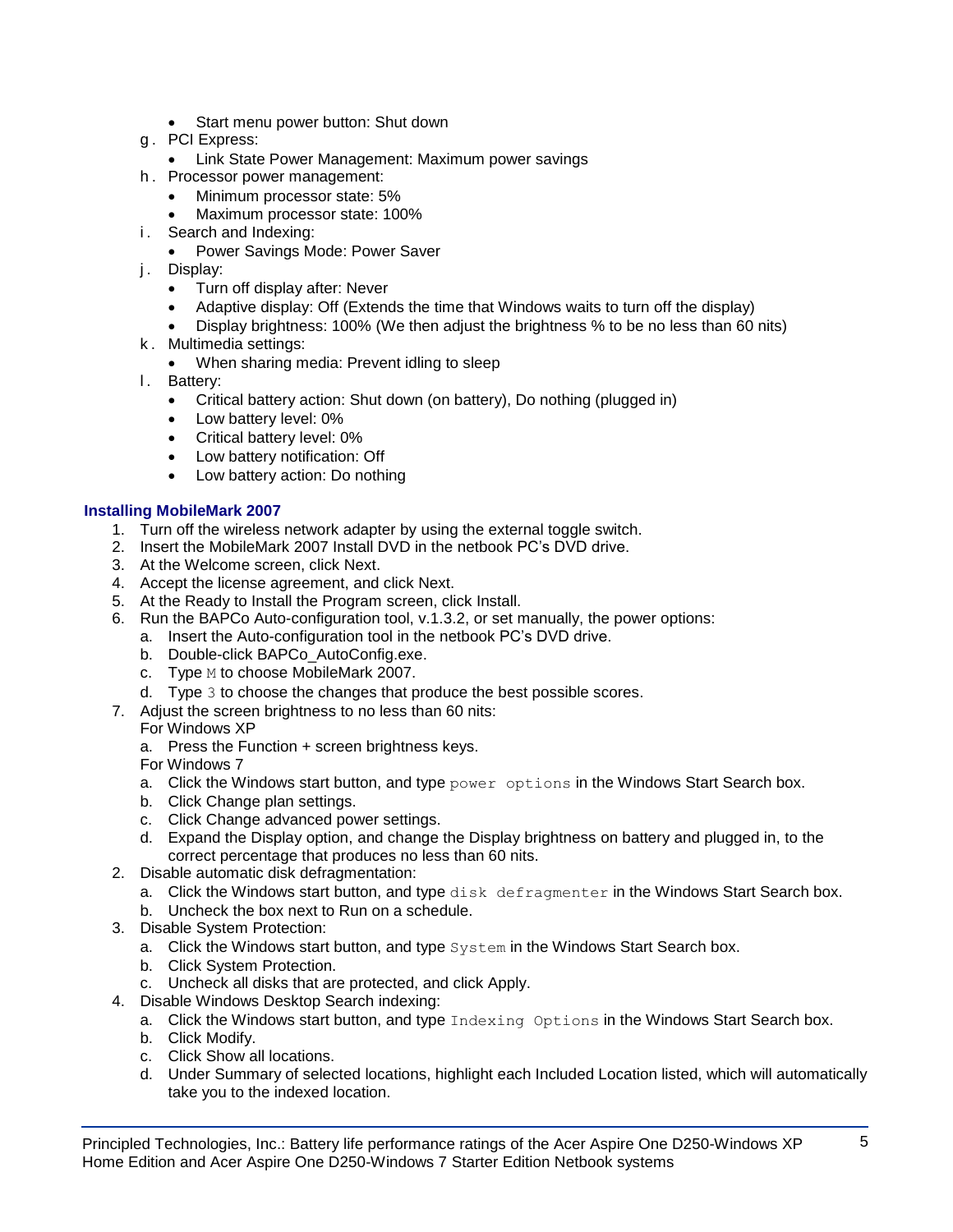- Start menu power button: Shut down

g. PCI Express:
  - Link State Power Management: Maximum power savings

h. Processor power management:
  - Minimum processor state: 5%
  - Maximum processor state: 100%

i. Search and Indexing:
  - Power Savings Mode: Power Saver

j. Display:
  - Turn off display after: Never
  - Adaptive display: Off (Extends the time that Windows waits to turn off the display)
  - Display brightness: 100% (We then adjust the brightness % to be no less than 60 nits)

k. Multimedia settings:
  - When sharing media: Prevent idling to sleep

l. Battery:
  - Critical battery action: Shut down (on battery), Do nothing (plugged in)
  - Low battery level: 0%
  - Critical battery level: 0%
  - Low battery notification: Off
  - Low battery action: Do nothing

### Installing MobileMark 2007

1. Turn off the wireless network adapter by using the external toggle switch.
2. Insert the MobileMark 2007 Install DVD in the netbook PC's DVD drive.
3. At the Welcome screen, click Next.
4. Accept the license agreement, and click Next.
5. At the Ready to Install the Program screen, click Install.
6. Run the BAPCo Auto-configuration tool, v.1.3.2, or set manually, the power options:
   a. Insert the Auto-configuration tool in the netbook PC's DVD drive.
   b. Double-click BAPCo_AutoConfig.exe.
   c. Type `M` to choose MobileMark 2007.
   d. Type `3` to choose the changes that produce the best possible scores.
7. Adjust the screen brightness to no less than 60 nits:
   For Windows XP
   a. Press the Function + screen brightness keys.
   For Windows 7
   a. Click the Windows start button, and type `power options` in the Windows Start Search box.
   b. Click Change plan settings.
   c. Click Change advanced power settings.
   d. Expand the Display option, and change the Display brightness on battery and plugged in, to the correct percentage that produces no less than 60 nits.
2. Disable automatic disk defragmentation:
   a. Click the Windows start button, and type `disk defragmenter` in the Windows Start Search box.
   b. Uncheck the box next to Run on a schedule.
3. Disable System Protection:
   a. Click the Windows start button, and type `System` in the Windows Start Search box.
   b. Click System Protection.
   c. Uncheck all disks that are protected, and click Apply.
4. Disable Windows Desktop Search indexing:
   a. Click the Windows start button, and type `Indexing Options` in the Windows Start Search box.
   b. Click Modify.
   c. Click Show all locations.
   d. Under Summary of selected locations, highlight each Included Location listed, which will automatically take you to the indexed location.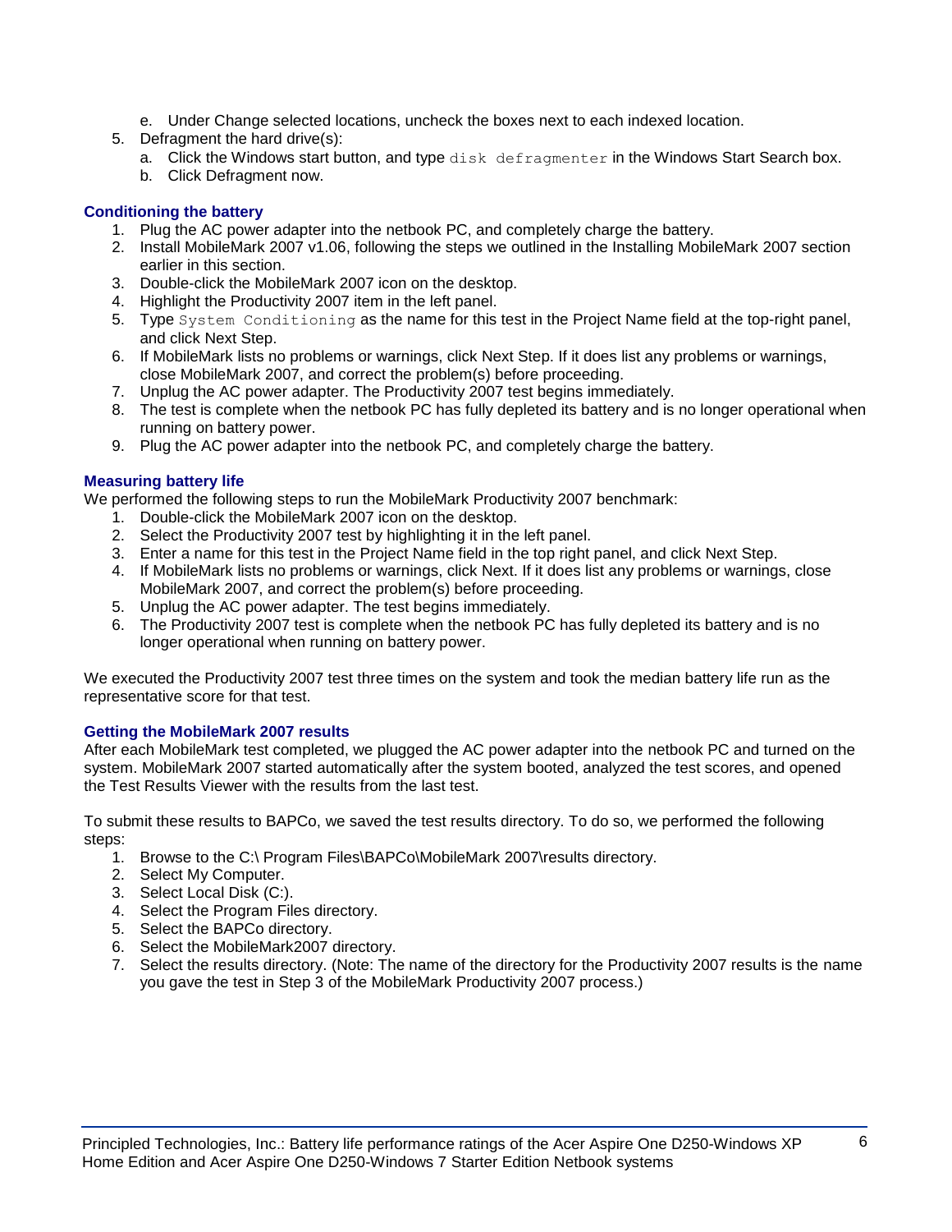e. Under Change selected locations, uncheck the boxes next to each indexed location.
5. Defragment the hard drive(s):
   a. Click the Windows start button, and type `disk defragmenter` in the Windows Start Search box.
   b. Click Defragment now.

### Conditioning the battery

1. Plug the AC power adapter into the netbook PC, and completely charge the battery.
2. Install MobileMark 2007 v1.06, following the steps we outlined in the Installing MobileMark 2007 section earlier in this section.
3. Double-click the MobileMark 2007 icon on the desktop.
4. Highlight the Productivity 2007 item in the left panel.
5. Type `System Conditioning` as the name for this test in the Project Name field at the top-right panel, and click Next Step.
6. If MobileMark lists no problems or warnings, click Next Step. If it does list any problems or warnings, close MobileMark 2007, and correct the problem(s) before proceeding.
7. Unplug the AC power adapter. The Productivity 2007 test begins immediately.
8. The test is complete when the netbook PC has fully depleted its battery and is no longer operational when running on battery power.
9. Plug the AC power adapter into the netbook PC, and completely charge the battery.

### Measuring battery life

We performed the following steps to run the MobileMark Productivity 2007 benchmark:

1. Double-click the MobileMark 2007 icon on the desktop.
2. Select the Productivity 2007 test by highlighting it in the left panel.
3. Enter a name for this test in the Project Name field in the top right panel, and click Next Step.
4. If MobileMark lists no problems or warnings, click Next. If it does list any problems or warnings, close MobileMark 2007, and correct the problem(s) before proceeding.
5. Unplug the AC power adapter. The test begins immediately.
6. The Productivity 2007 test is complete when the netbook PC has fully depleted its battery and is no longer operational when running on battery power.

We executed the Productivity 2007 test three times on the system and took the median battery life run as the representative score for that test.

### Getting the MobileMark 2007 results

After each MobileMark test completed, we plugged the AC power adapter into the netbook PC and turned on the system. MobileMark 2007 started automatically after the system booted, analyzed the test scores, and opened the Test Results Viewer with the results from the last test.

To submit these results to BAPCo, we saved the test results directory. To do so, we performed the following steps:

1. Browse to the C:\ Program Files\BAPCo\MobileMark 2007\results directory.
2. Select My Computer.
3. Select Local Disk (C:).
4. Select the Program Files directory.
5. Select the BAPCo directory.
6. Select the MobileMark2007 directory.
7. Select the results directory. (Note: The name of the directory for the Productivity 2007 results is the name you gave the test in Step 3 of the MobileMark Productivity 2007 process.)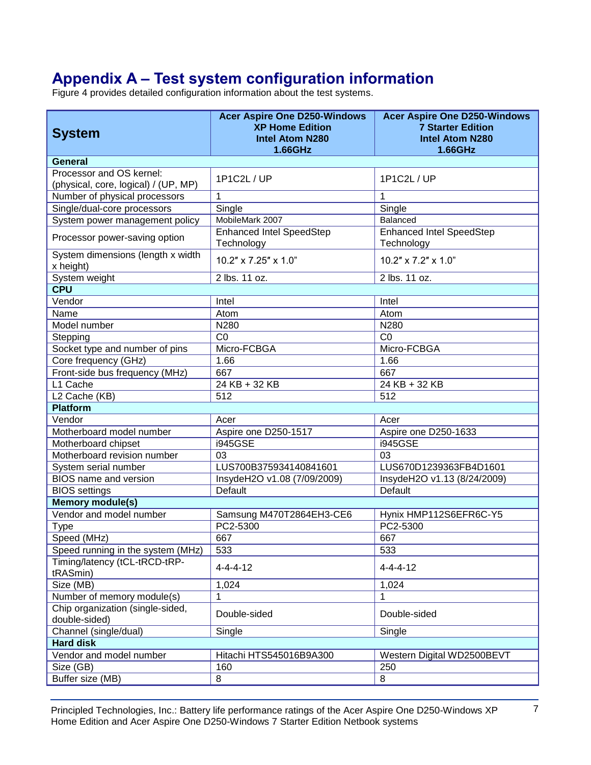# Appendix A – Test system configuration information

Figure 4 provides detailed configuration information about the test systems.

| System | Acer Aspire One D250-Windows XP Home Edition Intel Atom N280 1.66GHz | Acer Aspire One D250-Windows 7 Starter Edition Intel Atom N280 1.66GHz |
|---|---|---|
| **General** | | |
| Processor and OS kernel: (physical, core, logical) / (UP, MP) | 1P1C2L / UP | 1P1C2L / UP |
| Number of physical processors | 1 | 1 |
| Single/dual-core processors | Single | Single |
| System power management policy | MobileMark 2007 | Balanced |
| Processor power-saving option | Enhanced Intel SpeedStep Technology | Enhanced Intel SpeedStep Technology |
| System dimensions (length x width x height) | 10.2″ x 7.25″ x 1.0” | 10.2″ x 7.2″ x 1.0” |
| System weight | 2 lbs. 11 oz. | 2 lbs. 11 oz. |
| **CPU** | | |
| Vendor | Intel | Intel |
| Name | Atom | Atom |
| Model number | N280 | N280 |
| Stepping | C0 | C0 |
| Socket type and number of pins | Micro-FCBGA | Micro-FCBGA |
| Core frequency (GHz) | 1.66 | 1.66 |
| Front-side bus frequency (MHz) | 667 | 667 |
| L1 Cache | 24 KB + 32 KB | 24 KB + 32 KB |
| L2 Cache (KB) | 512 | 512 |
| **Platform** | | |
| Vendor | Acer | Acer |
| Motherboard model number | Aspire one D250-1517 | Aspire one D250-1633 |
| Motherboard chipset | i945GSE | i945GSE |
| Motherboard revision number | 03 | 03 |
| System serial number | LUS700B375934140841601 | LUS670D1239363FB4D1601 |
| BIOS name and version | InsydeH2O v1.08 (7/09/2009) | InsydeH2O v1.13 (8/24/2009) |
| BIOS settings | Default | Default |
| **Memory module(s)** | | |
| Vendor and model number | Samsung M470T2864EH3-CE6 | Hynix HMP112S6EFR6C-Y5 |
| Type | PC2-5300 | PC2-5300 |
| Speed (MHz) | 667 | 667 |
| Speed running in the system (MHz) | 533 | 533 |
| Timing/latency (tCL-tRCD-tRP-tRASmin) | 4-4-4-12 | 4-4-4-12 |
| Size (MB) | 1,024 | 1,024 |
| Number of memory module(s) | 1 | 1 |
| Chip organization (single-sided, double-sided) | Double-sided | Double-sided |
| Channel (single/dual) | Single | Single |
| **Hard disk** | | |
| Vendor and model number | Hitachi HTS545016B9A300 | Western Digital WD2500BEVT |
| Size (GB) | 160 | 250 |
| Buffer size (MB) | 8 | 8 |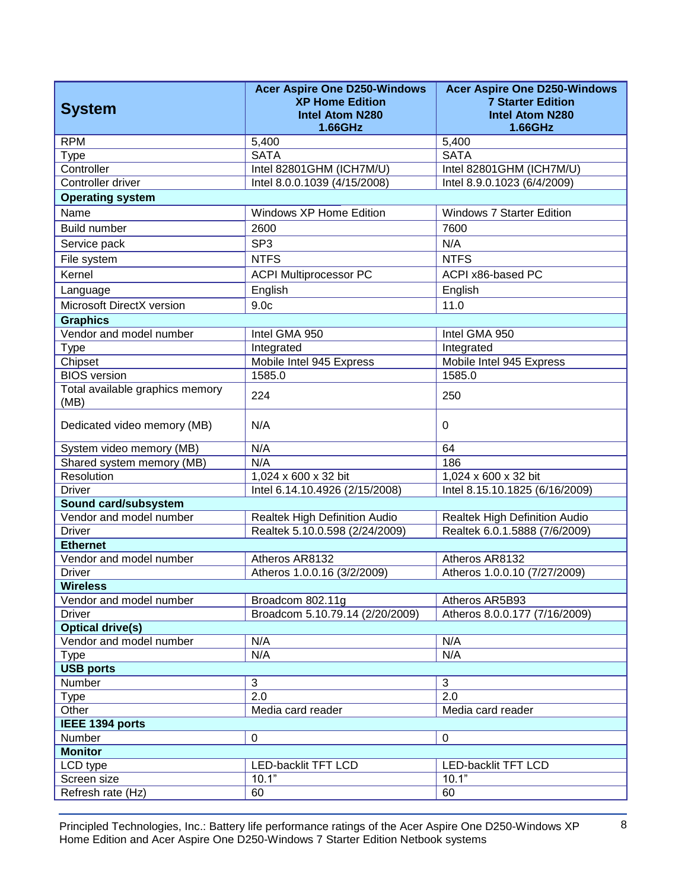| System | Acer Aspire One D250-Windows XP Home Edition Intel Atom N280 1.66GHz | Acer Aspire One D250-Windows 7 Starter Edition Intel Atom N280 1.66GHz |
|---|---|---|
| RPM | 5,400 | 5,400 |
| Type | SATA | SATA |
| Controller | Intel 82801GHM (ICH7M/U) | Intel 82801GHM (ICH7M/U) |
| Controller driver | Intel 8.0.0.1039 (4/15/2008) | Intel 8.9.0.1023 (6/4/2009) |
| **Operating system** | | |
| Name | Windows XP Home Edition | Windows 7 Starter Edition |
| Build number | 2600 | 7600 |
| Service pack | SP3 | N/A |
| File system | NTFS | NTFS |
| Kernel | ACPI Multiprocessor PC | ACPI x86-based PC |
| Language | English | English |
| Microsoft DirectX version | 9.0c | 11.0 |
| **Graphics** | | |
| Vendor and model number | Intel GMA 950 | Intel GMA 950 |
| Type | Integrated | Integrated |
| Chipset | Mobile Intel 945 Express | Mobile Intel 945 Express |
| BIOS version | 1585.0 | 1585.0 |
| Total available graphics memory (MB) | 224 | 250 |
| Dedicated video memory (MB) | N/A | 0 |
| System video memory (MB) | N/A | 64 |
| Shared system memory (MB) | N/A | 186 |
| Resolution | 1,024 x 600 x 32 bit | 1,024 x 600 x 32 bit |
| Driver | Intel 6.14.10.4926 (2/15/2008) | Intel 8.15.10.1825 (6/16/2009) |
| **Sound card/subsystem** | | |
| Vendor and model number | Realtek High Definition Audio | Realtek High Definition Audio |
| Driver | Realtek 5.10.0.598 (2/24/2009) | Realtek 6.0.1.5888 (7/6/2009) |
| **Ethernet** | | |
| Vendor and model number | Atheros AR8132 | Atheros AR8132 |
| Driver | Atheros 1.0.0.16 (3/2/2009) | Atheros 1.0.0.10 (7/27/2009) |
| **Wireless** | | |
| Vendor and model number | Broadcom 802.11g | Atheros AR5B93 |
| Driver | Broadcom 5.10.79.14 (2/20/2009) | Atheros 8.0.0.177 (7/16/2009) |
| **Optical drive(s)** | | |
| Vendor and model number | N/A | N/A |
| Type | N/A | N/A |
| **USB ports** | | |
| Number | 3 | 3 |
| Type | 2.0 | 2.0 |
| Other | Media card reader | Media card reader |
| **IEEE 1394 ports** | | |
| Number | 0 | 0 |
| **Monitor** | | |
| LCD type | LED-backlit TFT LCD | LED-backlit TFT LCD |
| Screen size | 10.1" | 10.1" |
| Refresh rate (Hz) | 60 | 60 |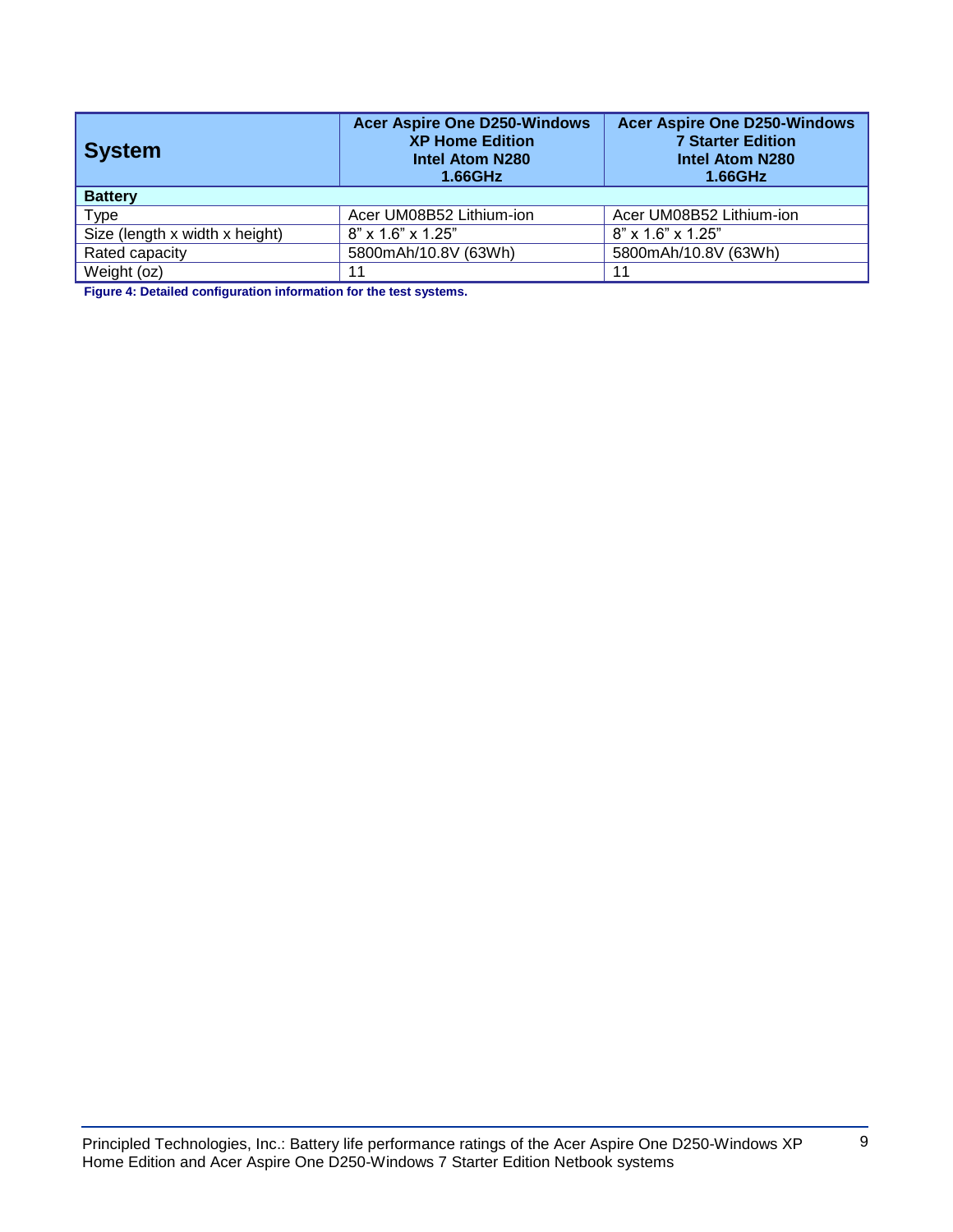| System | Acer Aspire One D250-Windows XP Home Edition Intel Atom N280 1.66GHz | Acer Aspire One D250-Windows 7 Starter Edition Intel Atom N280 1.66GHz |
| --- | --- | --- |
| **Battery** | | |
| Type | Acer UM08B52 Lithium-ion | Acer UM08B52 Lithium-ion |
| Size (length x width x height) | 8" x 1.6" x 1.25" | 8" x 1.6" x 1.25" |
| Rated capacity | 5800mAh/10.8V (63Wh) | 5800mAh/10.8V (63Wh) |
| Weight (oz) | 11 | 11 |

**Figure 4: Detailed configuration information for the test systems.**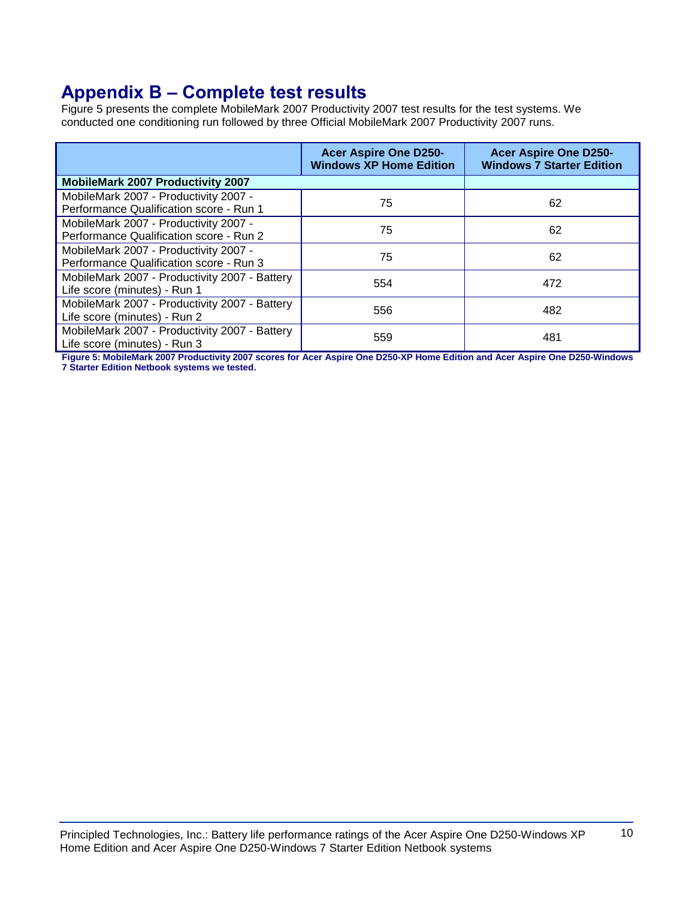# Appendix B – Complete test results

Figure 5 presents the complete MobileMark 2007 Productivity 2007 test results for the test systems. We conducted one conditioning run followed by three Official MobileMark 2007 Productivity 2007 runs.

| | Acer Aspire One D250-Windows XP Home Edition | Acer Aspire One D250-Windows 7 Starter Edition |
|---|---|---|
| **MobileMark 2007 Productivity 2007** | | |
| MobileMark 2007 - Productivity 2007 - Performance Qualification score - Run 1 | 75 | 62 |
| MobileMark 2007 - Productivity 2007 - Performance Qualification score - Run 2 | 75 | 62 |
| MobileMark 2007 - Productivity 2007 - Performance Qualification score - Run 3 | 75 | 62 |
| MobileMark 2007 - Productivity 2007 - Battery Life score (minutes) - Run 1 | 554 | 472 |
| MobileMark 2007 - Productivity 2007 - Battery Life score (minutes) - Run 2 | 556 | 482 |
| MobileMark 2007 - Productivity 2007 - Battery Life score (minutes) - Run 3 | 559 | 481 |

**Figure 5: MobileMark 2007 Productivity 2007 scores for Acer Aspire One D250-XP Home Edition and Acer Aspire One D250-Windows 7 Starter Edition Netbook systems we tested.**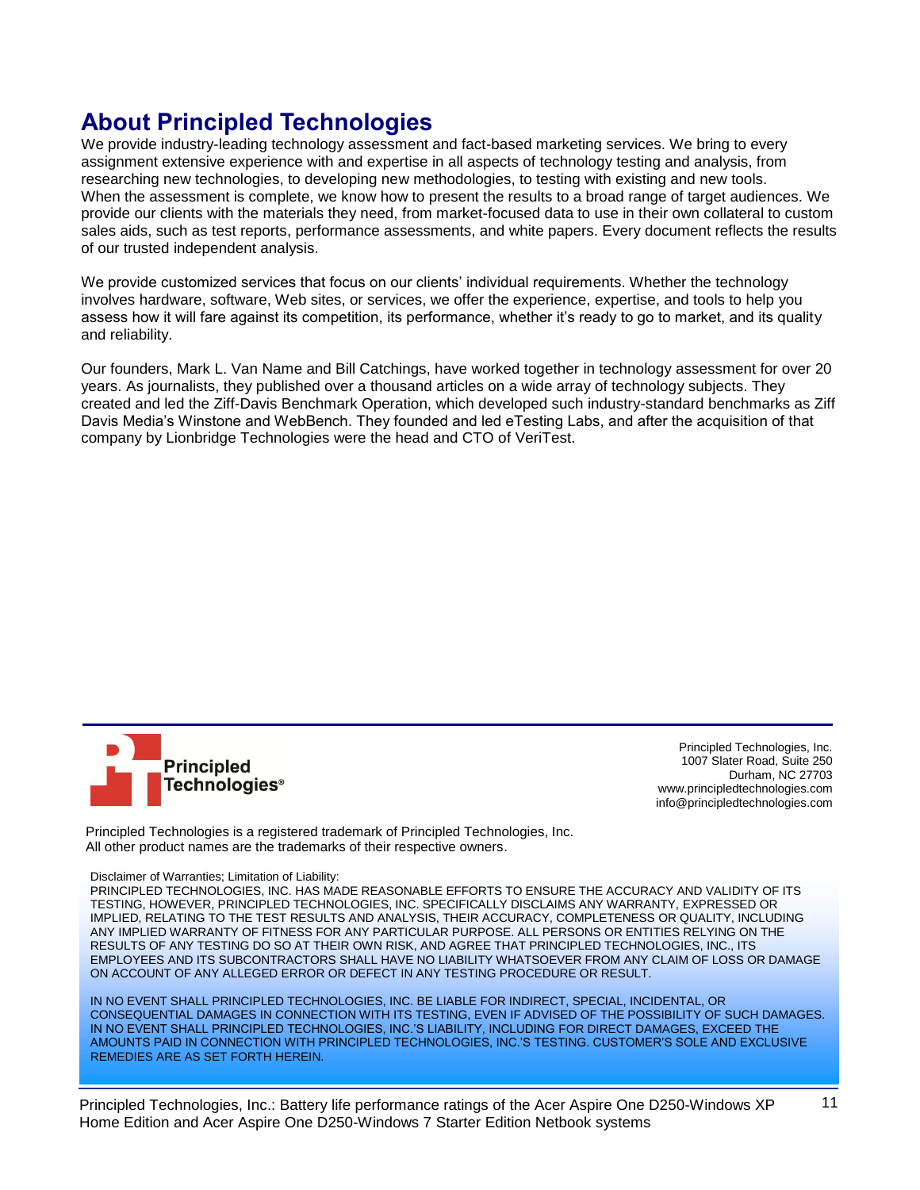# About Principled Technologies

We provide industry-leading technology assessment and fact-based marketing services. We bring to every assignment extensive experience with and expertise in all aspects of technology testing and analysis, from researching new technologies, to developing new methodologies, to testing with existing and new tools. When the assessment is complete, we know how to present the results to a broad range of target audiences. We provide our clients with the materials they need, from market-focused data to use in their own collateral to custom sales aids, such as test reports, performance assessments, and white papers. Every document reflects the results of our trusted independent analysis.

We provide customized services that focus on our clients' individual requirements. Whether the technology involves hardware, software, Web sites, or services, we offer the experience, expertise, and tools to help you assess how it will fare against its competition, its performance, whether it's ready to go to market, and its quality and reliability.

Our founders, Mark L. Van Name and Bill Catchings, have worked together in technology assessment for over 20 years. As journalists, they published over a thousand articles on a wide array of technology subjects. They created and led the Ziff-Davis Benchmark Operation, which developed such industry-standard benchmarks as Ziff Davis Media's Winstone and WebBench. They founded and led eTesting Labs, and after the acquisition of that company by Lionbridge Technologies were the head and CTO of VeriTest.

Principled Technologies®

Principled Technologies, Inc.
1007 Slater Road, Suite 250
Durham, NC 27703
www.principledtechnologies.com
info@principledtechnologies.com

Principled Technologies is a registered trademark of Principled Technologies, Inc.
All other product names are the trademarks of their respective owners.

Disclaimer of Warranties; Limitation of Liability:
PRINCIPLED TECHNOLOGIES, INC. HAS MADE REASONABLE EFFORTS TO ENSURE THE ACCURACY AND VALIDITY OF ITS TESTING, HOWEVER, PRINCIPLED TECHNOLOGIES, INC. SPECIFICALLY DISCLAIMS ANY WARRANTY, EXPRESSED OR IMPLIED, RELATING TO THE TEST RESULTS AND ANALYSIS, THEIR ACCURACY, COMPLETENESS OR QUALITY, INCLUDING ANY IMPLIED WARRANTY OF FITNESS FOR ANY PARTICULAR PURPOSE. ALL PERSONS OR ENTITIES RELYING ON THE RESULTS OF ANY TESTING DO SO AT THEIR OWN RISK, AND AGREE THAT PRINCIPLED TECHNOLOGIES, INC., ITS EMPLOYEES AND ITS SUBCONTRACTORS SHALL HAVE NO LIABILITY WHATSOEVER FROM ANY CLAIM OF LOSS OR DAMAGE ON ACCOUNT OF ANY ALLEGED ERROR OR DEFECT IN ANY TESTING PROCEDURE OR RESULT.

IN NO EVENT SHALL PRINCIPLED TECHNOLOGIES, INC. BE LIABLE FOR INDIRECT, SPECIAL, INCIDENTAL, OR CONSEQUENTIAL DAMAGES IN CONNECTION WITH ITS TESTING, EVEN IF ADVISED OF THE POSSIBILITY OF SUCH DAMAGES. IN NO EVENT SHALL PRINCIPLED TECHNOLOGIES, INC.'S LIABILITY, INCLUDING FOR DIRECT DAMAGES, EXCEED THE AMOUNTS PAID IN CONNECTION WITH PRINCIPLED TECHNOLOGIES, INC.'S TESTING. CUSTOMER'S SOLE AND EXCLUSIVE REMEDIES ARE AS SET FORTH HEREIN.